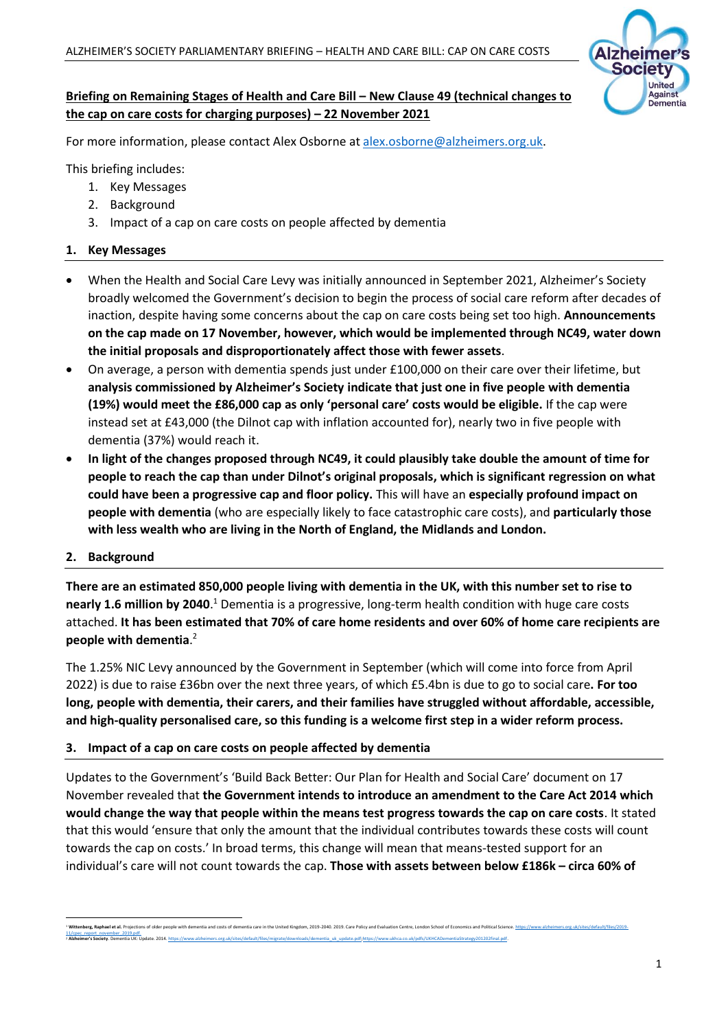**Briefing on Remaining Stages of Health and Care Bill – New Clause 49 (technical changes to the cap on care costs for charging purposes) – 22 November 2021**

For more information, please contact Alex Osborne at alex.osborne@alzheimers.org.uk.

This briefing includes:

1. Key Messages
2. Background
3. Impact of a cap on care costs on people affected by dementia

## 1. Key Messages

- When the Health and Social Care Levy was initially announced in September 2021, Alzheimer's Society broadly welcomed the Government's decision to begin the process of social care reform after decades of inaction, despite having some concerns about the cap on care costs being set too high. **Announcements on the cap made on 17 November, however, which would be implemented through NC49, water down the initial proposals and disproportionately affect those with fewer assets**.
- On average, a person with dementia spends just under £100,000 on their care over their lifetime, but **analysis commissioned by Alzheimer's Society indicate that just one in five people with dementia (19%) would meet the £86,000 cap as only 'personal care' costs would be eligible.** If the cap were instead set at £43,000 (the Dilnot cap with inflation accounted for), nearly two in five people with dementia (37%) would reach it.
- **In light of the changes proposed through NC49, it could plausibly take double the amount of time for people to reach the cap than under Dilnot's original proposals, which is significant regression on what could have been a progressive cap and floor policy.** This will have an **especially profound impact on people with dementia** (who are especially likely to face catastrophic care costs), and **particularly those with less wealth who are living in the North of England, the Midlands and London.**

## 2. Background

**There are an estimated 850,000 people living with dementia in the UK, with this number set to rise to nearly 1.6 million by 2040**.[1] Dementia is a progressive, long-term health condition with huge care costs attached. **It has been estimated that 70% of care home residents and over 60% of home care recipients are people with dementia**.[2]

The 1.25% NIC Levy announced by the Government in September (which will come into force from April 2022) is due to raise £36bn over the next three years, of which £5.4bn is due to go to social care**. For too long, people with dementia, their carers, and their families have struggled without affordable, accessible, and high-quality personalised care, so this funding is a welcome first step in a wider reform process.**

## 3. Impact of a cap on care costs on people affected by dementia

Updates to the Government's 'Build Back Better: Our Plan for Health and Social Care' document on 17 November revealed that **the Government intends to introduce an amendment to the Care Act 2014 which would change the way that people within the means test progress towards the cap on care costs**. It stated that this would 'ensure that only the amount that the individual contributes towards these costs will count towards the cap on costs.' In broad terms, this change will mean that means-tested support for an individual's care will not count towards the cap. **Those with assets between below £186k – circa 60% of**

---

[1] **Wittenberg, Raphael et al.** Projections of older people with dementia and costs of dementia care in the United Kingdom, 2019-2040. 2019. Care Policy and Evaluation Centre, London School of Economics and Political Science. https://www.alzheimers.org.uk/sites/default/files/2019-11/cpec_report_november_2019.pdf.

[2] **Alzheimer's Society**. Dementia UK: Update. 2014. https://www.alzheimers.org.uk/sites/default/files/migrate/downloads/dementia_uk_update.pdf; https://www.ukhca.co.uk/pdfs/UKHCADementiaStrategy201202final.pdf.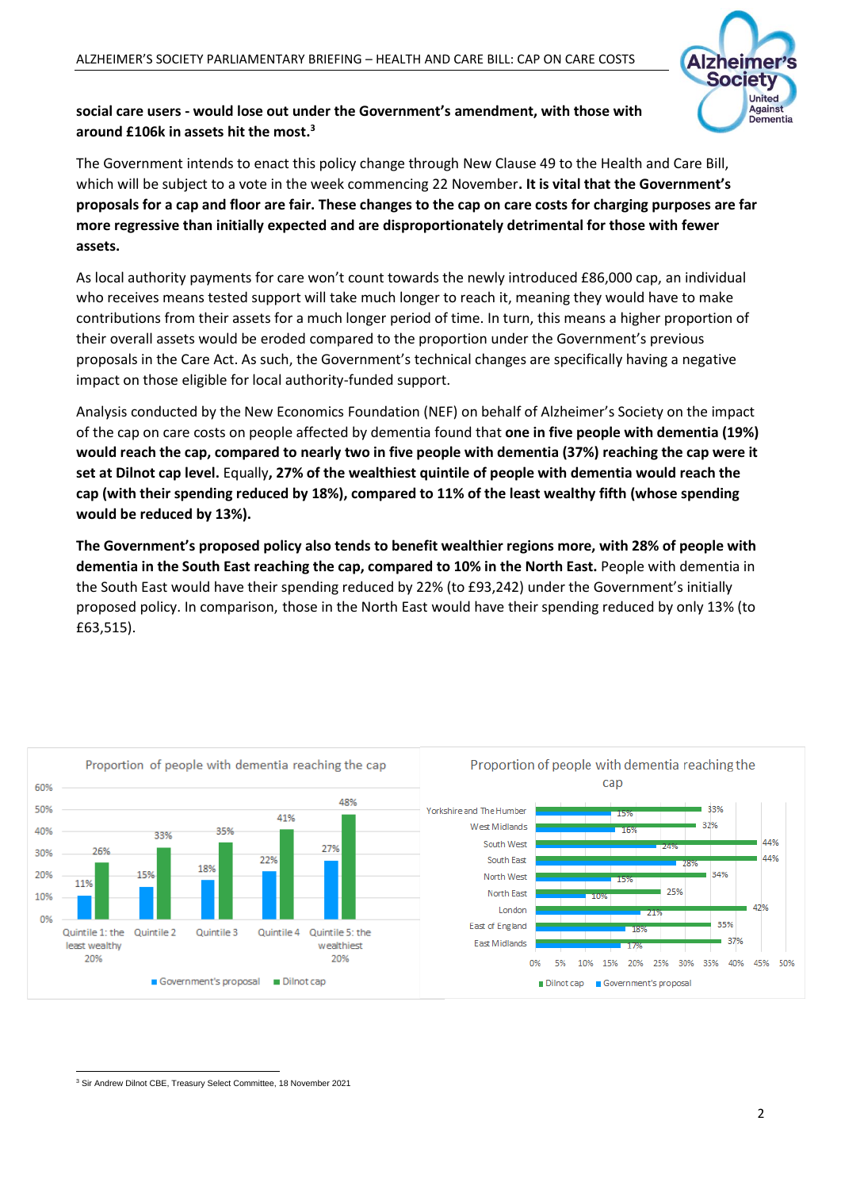**social care users - would lose out under the Government's amendment, with those with around £106k in assets hit the most.**[3]

The Government intends to enact this policy change through New Clause 49 to the Health and Care Bill, which will be subject to a vote in the week commencing 22 November**. It is vital that the Government's proposals for a cap and floor are fair. These changes to the cap on care costs for charging purposes are far more regressive than initially expected and are disproportionately detrimental for those with fewer assets.**

As local authority payments for care won't count towards the newly introduced £86,000 cap, an individual who receives means tested support will take much longer to reach it, meaning they would have to make contributions from their assets for a much longer period of time. In turn, this means a higher proportion of their overall assets would be eroded compared to the proportion under the Government's previous proposals in the Care Act. As such, the Government's technical changes are specifically having a negative impact on those eligible for local authority-funded support.

Analysis conducted by the New Economics Foundation (NEF) on behalf of Alzheimer's Society on the impact of the cap on care costs on people affected by dementia found that **one in five people with dementia (19%) would reach the cap, compared to nearly two in five people with dementia (37%) reaching the cap were it set at Dilnot cap level.** Equally**, 27% of the wealthiest quintile of people with dementia would reach the cap (with their spending reduced by 18%), compared to 11% of the least wealthy fifth (whose spending would be reduced by 13%).**

**The Government's proposed policy also tends to benefit wealthier regions more, with 28% of people with dementia in the South East reaching the cap, compared to 10% in the North East.** People with dementia in the South East would have their spending reduced by 22% (to £93,242) under the Government's initially proposed policy. In comparison, those in the North East would have their spending reduced by only 13% (to £63,515).

Proportion of people with dementia reaching the cap

60%
50%
40%
30%
20%
10%
0%

11% 26%
15% 33%
18% 35%
22% 41%
27% 48%

Quintile 1: the least wealthy 20%
Quintile 2
Quintile 3
Quintile 4
Quintile 5: the wealthiest 20%

Government's proposal
Dilnot cap

Proportion of people with dementia reaching the cap

Yorkshire and The Humber 33% 15%
West Midlands 32% 16%
South West 44% 24%
South East 44% 28%
North West 34% 15%
North East 25% 10%
London 42% 21%
East of England 35% 18%
East Midlands 37% 17%

0% 5% 10% 15% 20% 25% 30% 35% 40% 45% 50%

Dilnot cap
Government's proposal

[3] Sir Andrew Dilnot CBE, Treasury Select Committee, 18 November 2021